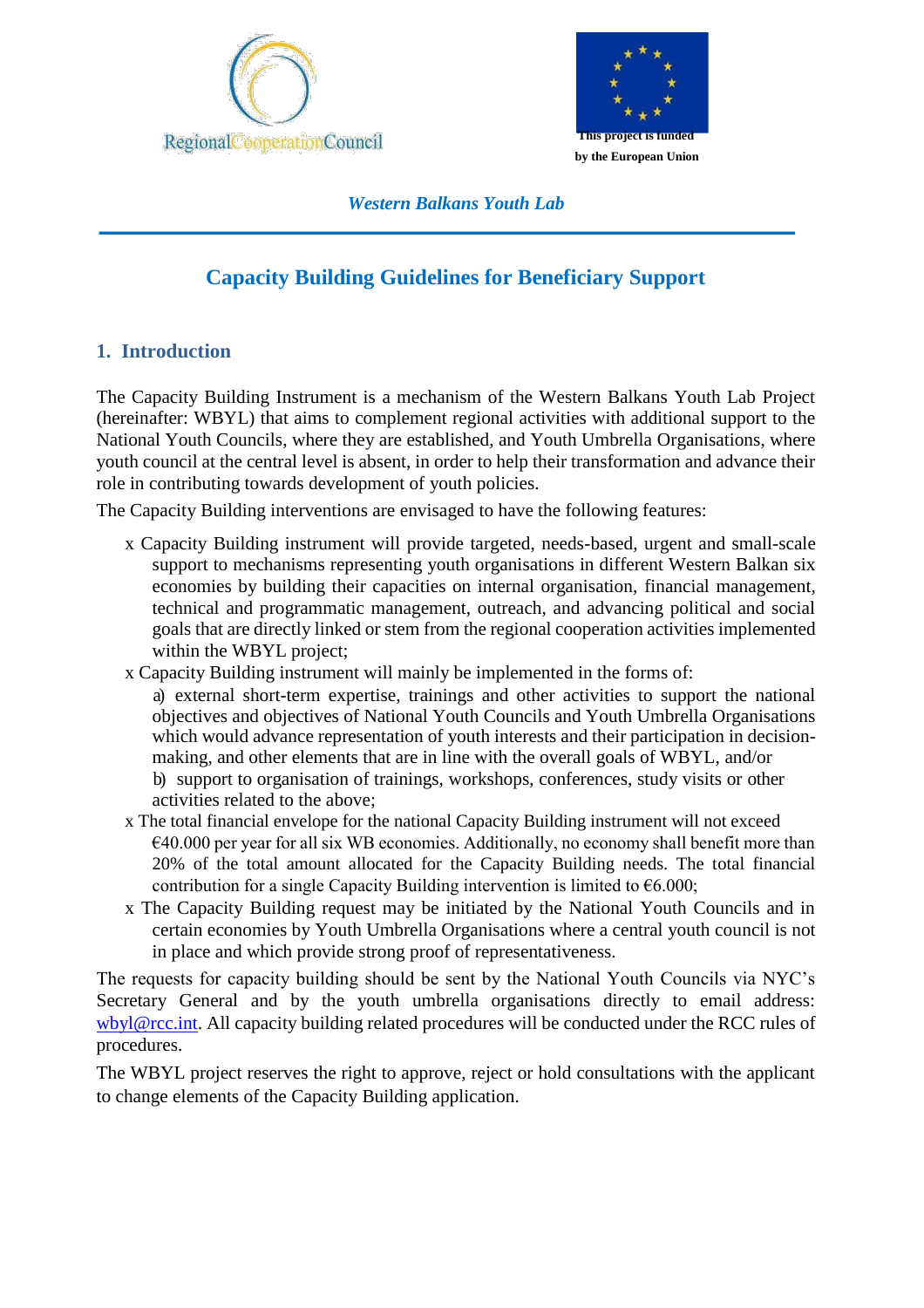Regional Cooperation Council

This project is funded by the European Union

*Western Balkans Youth Lab*

## Capacity Building Guidelines for Beneficiary Support

### 1. Introduction

The Capacity Building Instrument is a mechanism of the Western Balkans Youth Lab Project (hereinafter: WBYL) that aims to complement regional activities with additional support to the National Youth Councils, where they are established, and Youth Umbrella Organisations, where youth council at the central level is absent, in order to help their transformation and advance their role in contributing towards development of youth policies.

The Capacity Building interventions are envisaged to have the following features:

- Capacity Building instrument will provide targeted, needs-based, urgent and small-scale support to mechanisms representing youth organisations in different Western Balkan six economies by building their capacities on internal organisation, financial management, technical and programmatic management, outreach, and advancing political and social goals that are directly linked or stem from the regional cooperation activities implemented within the WBYL project;
- Capacity Building instrument will mainly be implemented in the forms of:
  a) external short-term expertise, trainings and other activities to support the national objectives and objectives of National Youth Councils and Youth Umbrella Organisations which would advance representation of youth interests and their participation in decision-making, and other elements that are in line with the overall goals of WBYL, and/or
  b) support to organisation of trainings, workshops, conferences, study visits or other activities related to the above;
- The total financial envelope for the national Capacity Building instrument will not exceed €40.000 per year for all six WB economies. Additionally, no economy shall benefit more than 20% of the total amount allocated for the Capacity Building needs. The total financial contribution for a single Capacity Building intervention is limited to €6.000;
- The Capacity Building request may be initiated by the National Youth Councils and in certain economies by Youth Umbrella Organisations where a central youth council is not in place and which provide strong proof of representativeness.

The requests for capacity building should be sent by the National Youth Councils via NYC's Secretary General and by the youth umbrella organisations directly to email address: wbyl@rcc.int. All capacity building related procedures will be conducted under the RCC rules of procedures.

The WBYL project reserves the right to approve, reject or hold consultations with the applicant to change elements of the Capacity Building application.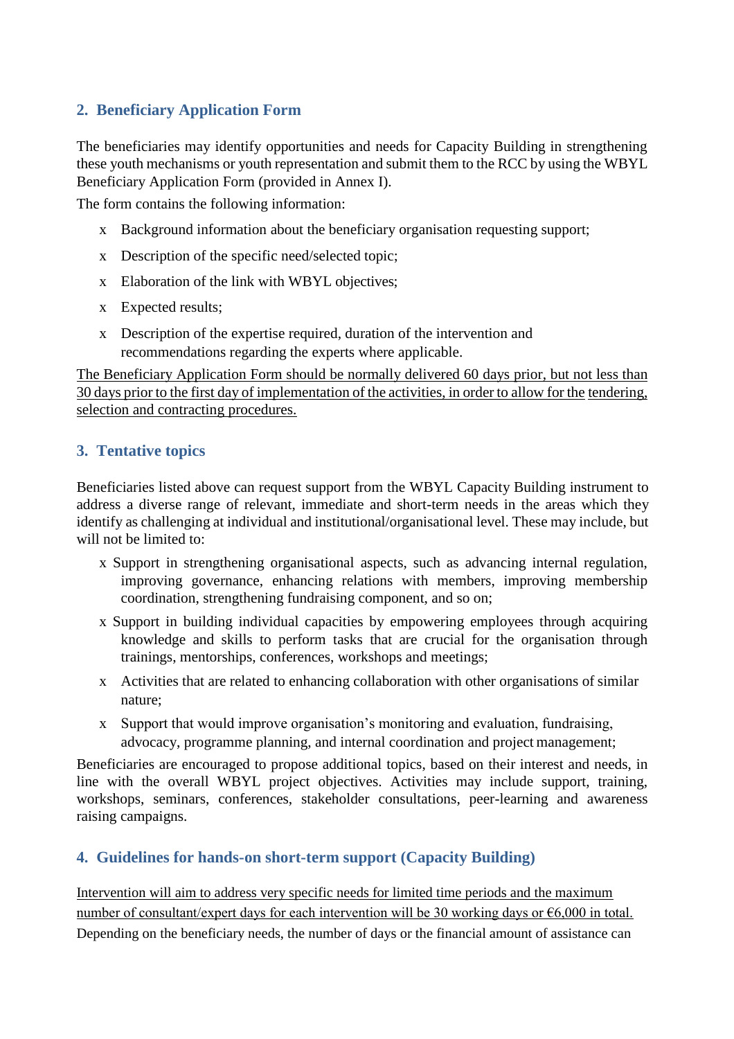## 2. Beneficiary Application Form

The beneficiaries may identify opportunities and needs for Capacity Building in strengthening these youth mechanisms or youth representation and submit them to the RCC by using the WBYL Beneficiary Application Form (provided in Annex I).

The form contains the following information:

- Background information about the beneficiary organisation requesting support;
- Description of the specific need/selected topic;
- Elaboration of the link with WBYL objectives;
- Expected results;
- Description of the expertise required, duration of the intervention and recommendations regarding the experts where applicable.

<u>The Beneficiary Application Form should be normally delivered 60 days prior, but not less than 30 days prior to the first day of implementation of the activities, in order to allow for the tendering, selection and contracting procedures.</u>

## 3. Tentative topics

Beneficiaries listed above can request support from the WBYL Capacity Building instrument to address a diverse range of relevant, immediate and short-term needs in the areas which they identify as challenging at individual and institutional/organisational level. These may include, but will not be limited to:

- Support in strengthening organisational aspects, such as advancing internal regulation, improving governance, enhancing relations with members, improving membership coordination, strengthening fundraising component, and so on;
- Support in building individual capacities by empowering employees through acquiring knowledge and skills to perform tasks that are crucial for the organisation through trainings, mentorships, conferences, workshops and meetings;
- Activities that are related to enhancing collaboration with other organisations of similar nature;
- Support that would improve organisation's monitoring and evaluation, fundraising, advocacy, programme planning, and internal coordination and project management;

Beneficiaries are encouraged to propose additional topics, based on their interest and needs, in line with the overall WBYL project objectives. Activities may include support, training, workshops, seminars, conferences, stakeholder consultations, peer-learning and awareness raising campaigns.

## 4. Guidelines for hands-on short-term support (Capacity Building)

<u>Intervention will aim to address very specific needs for limited time periods and the maximum number of consultant/expert days for each intervention will be 30 working days or €6,000 in total.</u> Depending on the beneficiary needs, the number of days or the financial amount of assistance can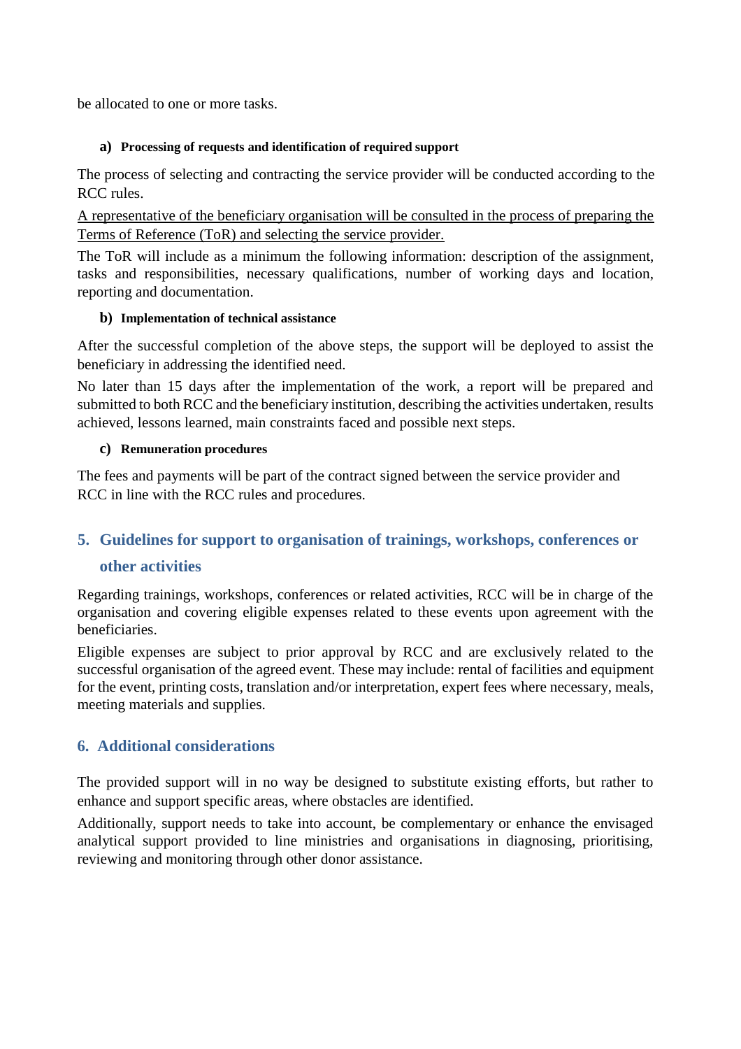be allocated to one or more tasks.

#### a) Processing of requests and identification of required support

The process of selecting and contracting the service provider will be conducted according to the RCC rules.

<u>A representative of the beneficiary organisation will be consulted in the process of preparing the Terms of Reference (ToR) and selecting the service provider.</u>

The ToR will include as a minimum the following information: description of the assignment, tasks and responsibilities, necessary qualifications, number of working days and location, reporting and documentation.

#### b) Implementation of technical assistance

After the successful completion of the above steps, the support will be deployed to assist the beneficiary in addressing the identified need.

No later than 15 days after the implementation of the work, a report will be prepared and submitted to both RCC and the beneficiary institution, describing the activities undertaken, results achieved, lessons learned, main constraints faced and possible next steps.

#### c) Remuneration procedures

The fees and payments will be part of the contract signed between the service provider and RCC in line with the RCC rules and procedures.

## 5. Guidelines for support to organisation of trainings, workshops, conferences or other activities

Regarding trainings, workshops, conferences or related activities, RCC will be in charge of the organisation and covering eligible expenses related to these events upon agreement with the beneficiaries.

Eligible expenses are subject to prior approval by RCC and are exclusively related to the successful organisation of the agreed event. These may include: rental of facilities and equipment for the event, printing costs, translation and/or interpretation, expert fees where necessary, meals, meeting materials and supplies.

## 6. Additional considerations

The provided support will in no way be designed to substitute existing efforts, but rather to enhance and support specific areas, where obstacles are identified.

Additionally, support needs to take into account, be complementary or enhance the envisaged analytical support provided to line ministries and organisations in diagnosing, prioritising, reviewing and monitoring through other donor assistance.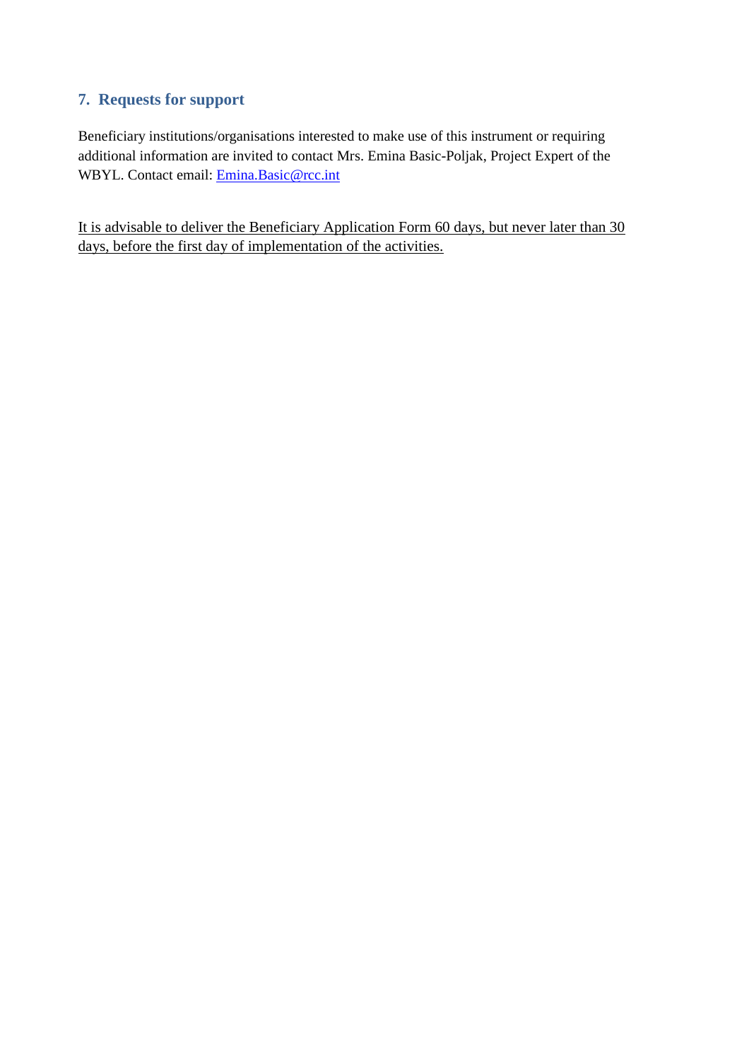## 7. Requests for support

Beneficiary institutions/organisations interested to make use of this instrument or requiring additional information are invited to contact Mrs. Emina Basic-Poljak, Project Expert of the WBYL. Contact email: [Emina.Basic@rcc.int](mailto:Emina.Basic@rcc.int)

<u>It is advisable to deliver the Beneficiary Application Form 60 days, but never later than 30 days, before the first day of implementation of the activities.</u>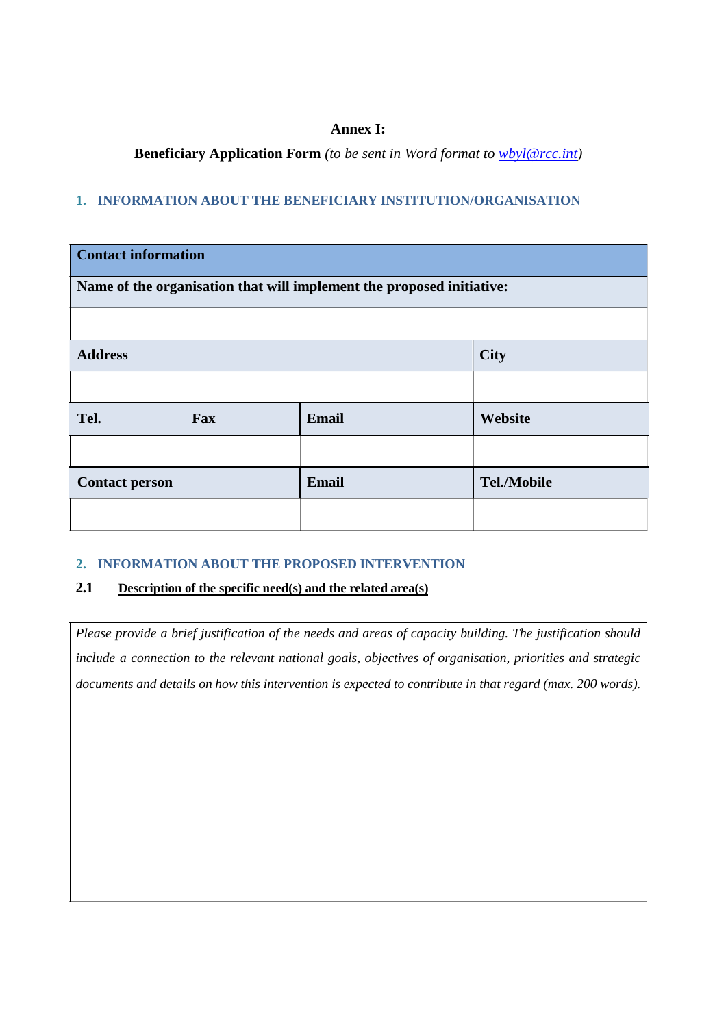**Annex I:**

**Beneficiary Application Form** *(to be sent in Word format to [wbyl@rcc.int](mailto:wbyl@rcc.int))*

## 1. INFORMATION ABOUT THE BENEFICIARY INSTITUTION/ORGANISATION

| **Contact information** | | | |
|---|---|---|---|
| **Name of the organisation that will implement the proposed initiative:** | | | |
| | | | |
| **Address** | | | **City** |
| | | | |
| **Tel.** | **Fax** | **Email** | **Website** |
| | | | |
| **Contact person** | | **Email** | **Tel./Mobile** |
| | | | |

## 2. INFORMATION ABOUT THE PROPOSED INTERVENTION

### 2.1 Description of the specific need(s) and the related area(s)

| *Please provide a brief justification of the needs and areas of capacity building. The justification should include a connection to the relevant national goals, objectives of organisation, priorities and strategic documents and details on how this intervention is expected to contribute in that regard (max. 200 words).* |
|---|
| |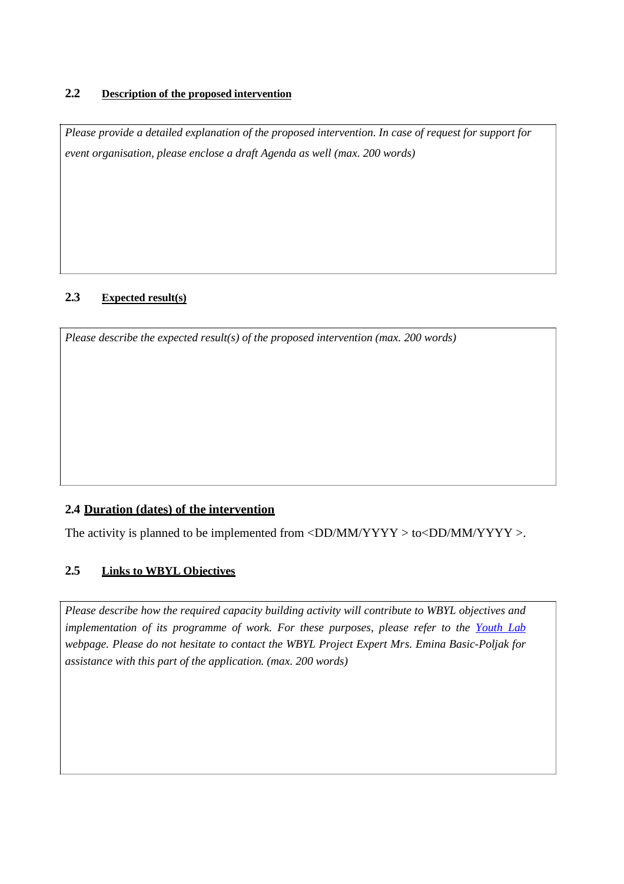### 2.2 Description of the proposed intervention

| *Please provide a detailed explanation of the proposed intervention. In case of request for support for event organisation, please enclose a draft Agenda as well (max. 200 words)* |
| --- |
| |

### 2.3 Expected result(s)

| *Please describe the expected result(s) of the proposed intervention (max. 200 words)* |
| --- |
| |

### 2.4 Duration (dates) of the intervention

The activity is planned to be implemented from <DD/MM/YYYY > to<DD/MM/YYYY >.

### 2.5 Links to WBYL Objectives

| *Please describe how the required capacity building activity will contribute to WBYL objectives and implementation of its programme of work. For these purposes, please refer to the [Youth Lab]() webpage. Please do not hesitate to contact the WBYL Project Expert Mrs. Emina Basic-Poljak for assistance with this part of the application. (max. 200 words)* |
| --- |
| |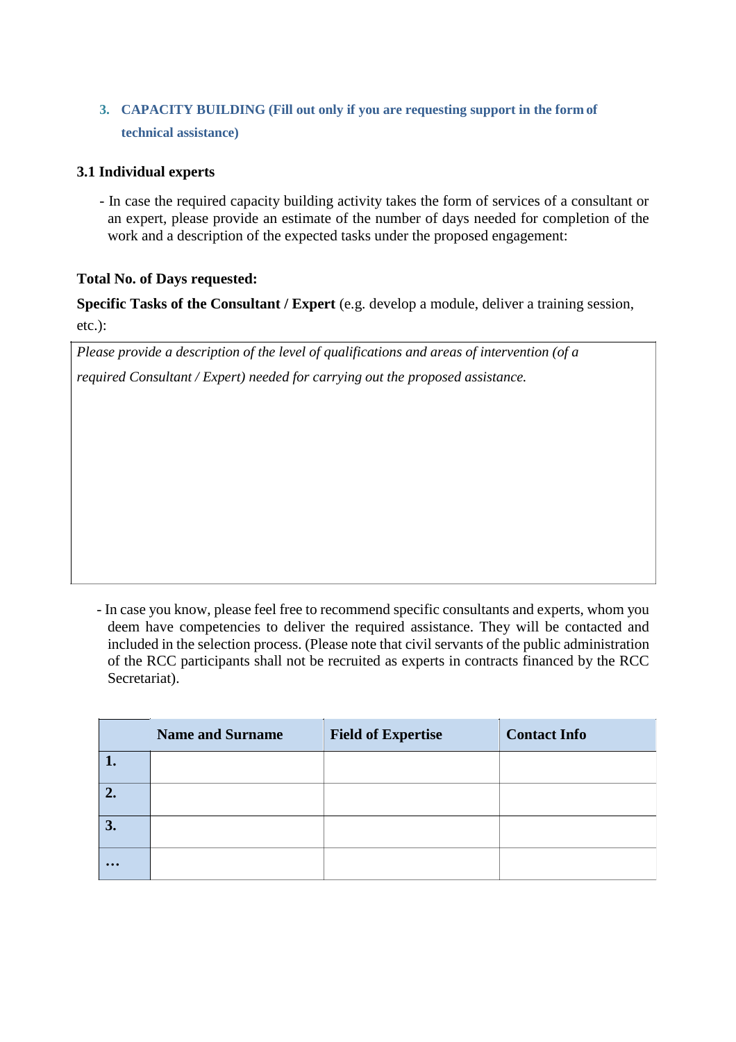## 3. CAPACITY BUILDING (Fill out only if you are requesting support in the form of technical assistance)

### 3.1 Individual experts

- In case the required capacity building activity takes the form of services of a consultant or an expert, please provide an estimate of the number of days needed for completion of the work and a description of the expected tasks under the proposed engagement:

**Total No. of Days requested:**

**Specific Tasks of the Consultant / Expert** (e.g. develop a module, deliver a training session, etc.):

| *Please provide a description of the level of qualifications and areas of intervention (of a required Consultant / Expert) needed for carrying out the proposed assistance.* |
|---|

- In case you know, please feel free to recommend specific consultants and experts, whom you deem have competencies to deliver the required assistance. They will be contacted and included in the selection process. (Please note that civil servants of the public administration of the RCC participants shall not be recruited as experts in contracts financed by the RCC Secretariat).

| | Name and Surname | Field of Expertise | Contact Info |
|---|---|---|---|
| **1.** | | | |
| **2.** | | | |
| **3.** | | | |
| **…** | | | |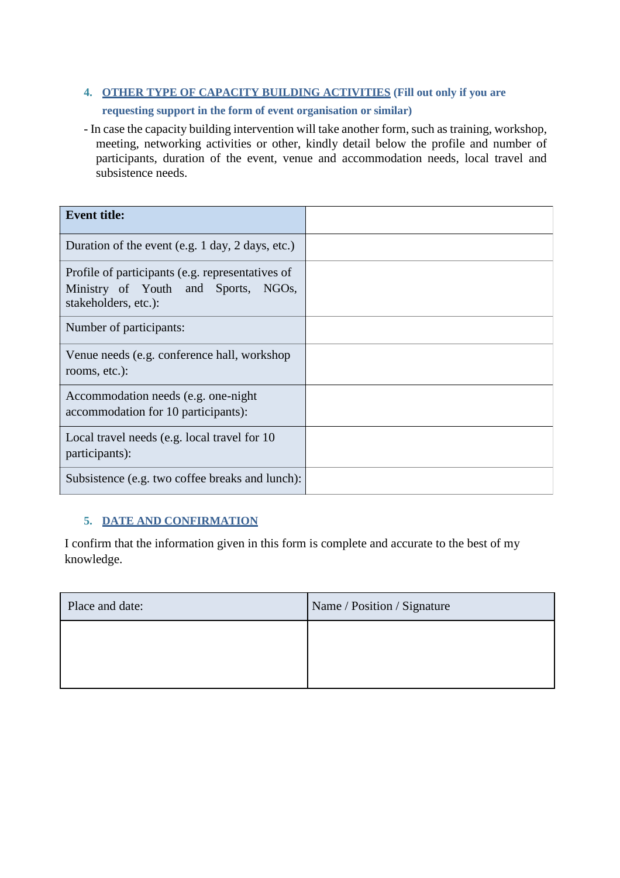## 4. OTHER TYPE OF CAPACITY BUILDING ACTIVITIES (Fill out only if you are requesting support in the form of event organisation or similar)

- In case the capacity building intervention will take another form, such as training, workshop, meeting, networking activities or other, kindly detail below the profile and number of participants, duration of the event, venue and accommodation needs, local travel and subsistence needs.

| | |
|---|---|
| **Event title:** | |
| Duration of the event (e.g. 1 day, 2 days, etc.) | |
| Profile of participants (e.g. representatives of Ministry of Youth and Sports, NGOs, stakeholders, etc.): | |
| Number of participants: | |
| Venue needs (e.g. conference hall, workshop rooms, etc.): | |
| Accommodation needs (e.g. one-night accommodation for 10 participants): | |
| Local travel needs (e.g. local travel for 10 participants): | |
| Subsistence (e.g. two coffee breaks and lunch): | |

## 5. DATE AND CONFIRMATION

I confirm that the information given in this form is complete and accurate to the best of my knowledge.

| Place and date: | Name / Position / Signature |
|---|---|
| | |